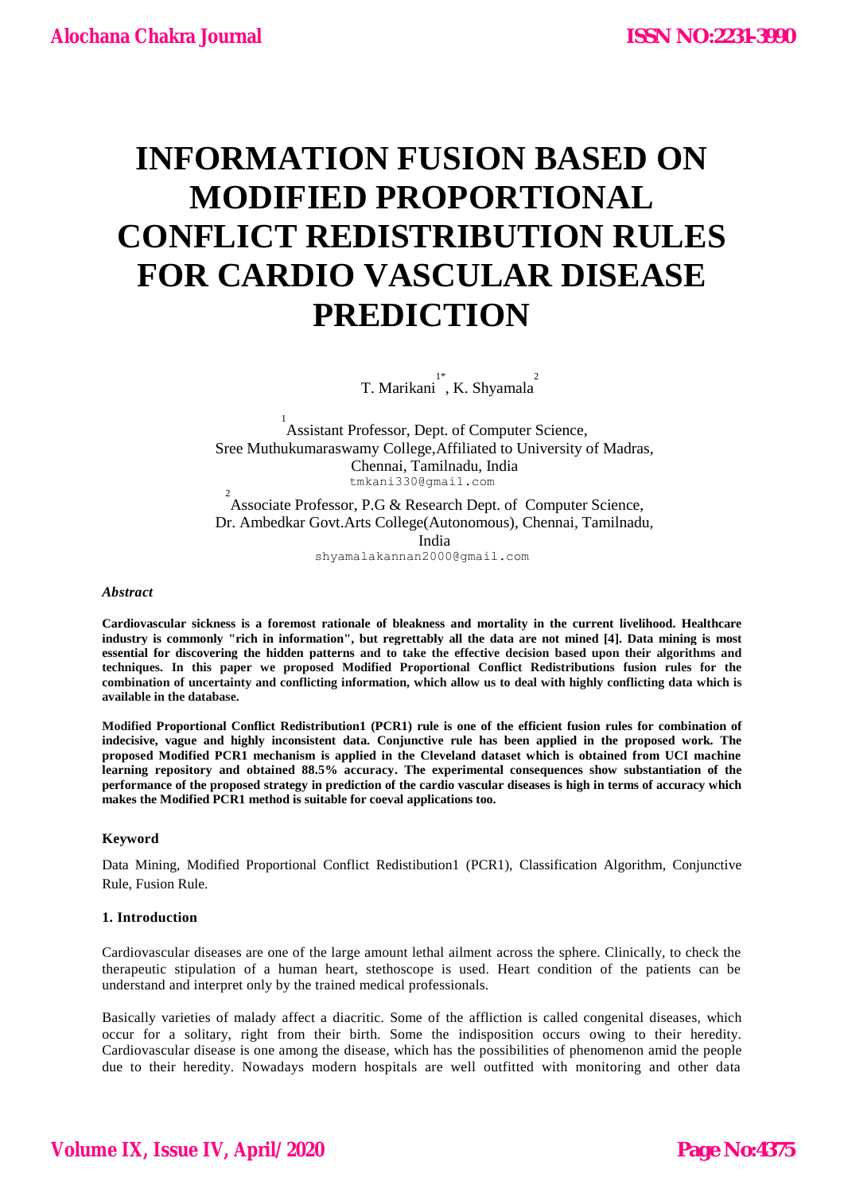# INFORMATION FUSION BASED ON MODIFIED PROPORTIONAL CONFLICT REDISTRIBUTION RULES FOR CARDIO VASCULAR DISEASE PREDICTION

T. Marikani[1*], K. Shyamala[2]

[1] Assistant Professor, Dept. of Computer Science, Sree Muthukumaraswamy College,Affiliated to University of Madras, Chennai, Tamilnadu, India
tmkani330@gmail.com

[2] Associate Professor, P.G & Research Dept. of Computer Science, Dr. Ambedkar Govt.Arts College(Autonomous), Chennai, Tamilnadu, India
shyamalakannan2000@gmail.com

*Abstract*

**Cardiovascular sickness is a foremost rationale of bleakness and mortality in the current livelihood. Healthcare industry is commonly "rich in information", but regrettably all the data are not mined [4]. Data mining is most essential for discovering the hidden patterns and to take the effective decision based upon their algorithms and techniques. In this paper we proposed Modified Proportional Conflict Redistributions fusion rules for the combination of uncertainty and conflicting information, which allow us to deal with highly conflicting data which is available in the database.**

**Modified Proportional Conflict Redistribution1 (PCR1) rule is one of the efficient fusion rules for combination of indecisive, vague and highly inconsistent data. Conjunctive rule has been applied in the proposed work. The proposed Modified PCR1 mechanism is applied in the Cleveland dataset which is obtained from UCI machine learning repository and obtained 88.5% accuracy. The experimental consequences show substantiation of the performance of the proposed strategy in prediction of the cardio vascular diseases is high in terms of accuracy which makes the Modified PCR1 method is suitable for coeval applications too.**

**Keyword**

Data Mining, Modified Proportional Conflict Redistibution1 (PCR1), Classification Algorithm, Conjunctive Rule, Fusion Rule.

**1. Introduction**

Cardiovascular diseases are one of the large amount lethal ailment across the sphere. Clinically, to check the therapeutic stipulation of a human heart, stethoscope is used. Heart condition of the patients can be understand and interpret only by the trained medical professionals.

Basically varieties of malady affect a diacritic. Some of the affliction is called congenital diseases, which occur for a solitary, right from their birth. Some the indisposition occurs owing to their heredity. Cardiovascular disease is one among the disease, which has the possibilities of phenomenon amid the people due to their heredity. Nowadays modern hospitals are well outfitted with monitoring and other data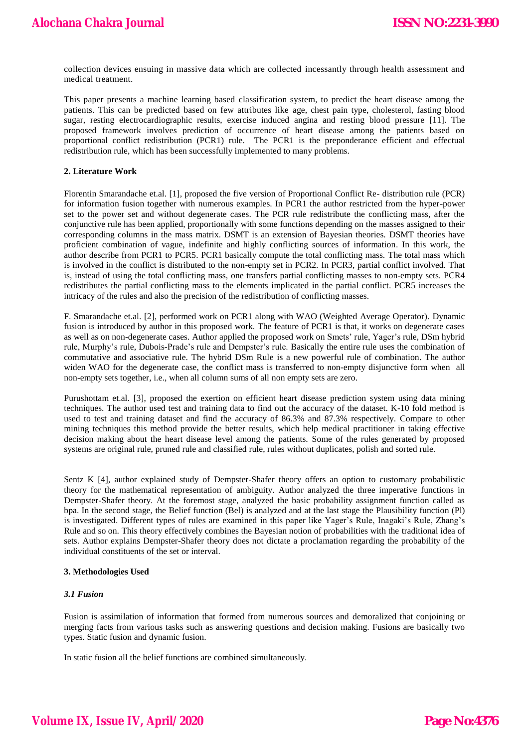collection devices ensuing in massive data which are collected incessantly through health assessment and medical treatment.

This paper presents a machine learning based classification system, to predict the heart disease among the patients. This can be predicted based on few attributes like age, chest pain type, cholesterol, fasting blood sugar, resting electrocardiographic results, exercise induced angina and resting blood pressure [11]. The proposed framework involves prediction of occurrence of heart disease among the patients based on proportional conflict redistribution (PCR1) rule. The PCR1 is the preponderance efficient and effectual redistribution rule, which has been successfully implemented to many problems.

## 2. Literature Work

Florentin Smarandache et.al. [1], proposed the five version of Proportional Conflict Re- distribution rule (PCR) for information fusion together with numerous examples. In PCR1 the author restricted from the hyper-power set to the power set and without degenerate cases. The PCR rule redistribute the conflicting mass, after the conjunctive rule has been applied, proportionally with some functions depending on the masses assigned to their corresponding columns in the mass matrix. DSMT is an extension of Bayesian theories. DSMT theories have proficient combination of vague, indefinite and highly conflicting sources of information. In this work, the author describe from PCR1 to PCR5. PCR1 basically compute the total conflicting mass. The total mass which is involved in the conflict is distributed to the non-empty set in PCR2. In PCR3, partial conflict involved. That is, instead of using the total conflicting mass, one transfers partial conflicting masses to non-empty sets. PCR4 redistributes the partial conflicting mass to the elements implicated in the partial conflict. PCR5 increases the intricacy of the rules and also the precision of the redistribution of conflicting masses.

F. Smarandache et.al. [2], performed work on PCR1 along with WAO (Weighted Average Operator). Dynamic fusion is introduced by author in this proposed work. The feature of PCR1 is that, it works on degenerate cases as well as on non-degenerate cases. Author applied the proposed work on Smets' rule, Yager's rule, DSm hybrid rule, Murphy's rule, Dubois-Prade's rule and Dempster's rule. Basically the entire rule uses the combination of commutative and associative rule. The hybrid DSm Rule is a new powerful rule of combination. The author widen WAO for the degenerate case, the conflict mass is transferred to non-empty disjunctive form when all non-empty sets together, i.e., when all column sums of all non empty sets are zero.

Purushottam et.al. [3], proposed the exertion on efficient heart disease prediction system using data mining techniques. The author used test and training data to find out the accuracy of the dataset. K-10 fold method is used to test and training dataset and find the accuracy of 86.3% and 87.3% respectively. Compare to other mining techniques this method provide the better results, which help medical practitioner in taking effective decision making about the heart disease level among the patients. Some of the rules generated by proposed systems are original rule, pruned rule and classified rule, rules without duplicates, polish and sorted rule.

Sentz K [4], author explained study of Dempster-Shafer theory offers an option to customary probabilistic theory for the mathematical representation of ambiguity. Author analyzed the three imperative functions in Dempster-Shafer theory. At the foremost stage, analyzed the basic probability assignment function called as bpa. In the second stage, the Belief function (Bel) is analyzed and at the last stage the Plausibility function (Pl) is investigated. Different types of rules are examined in this paper like Yager's Rule, Inagaki's Rule, Zhang's Rule and so on. This theory effectively combines the Bayesian notion of probabilities with the traditional idea of sets. Author explains Dempster-Shafer theory does not dictate a proclamation regarding the probability of the individual constituents of the set or interval.

## 3. Methodologies Used

### *3.1 Fusion*

Fusion is assimilation of information that formed from numerous sources and demoralized that conjoining or merging facts from various tasks such as answering questions and decision making. Fusions are basically two types. Static fusion and dynamic fusion.

In static fusion all the belief functions are combined simultaneously.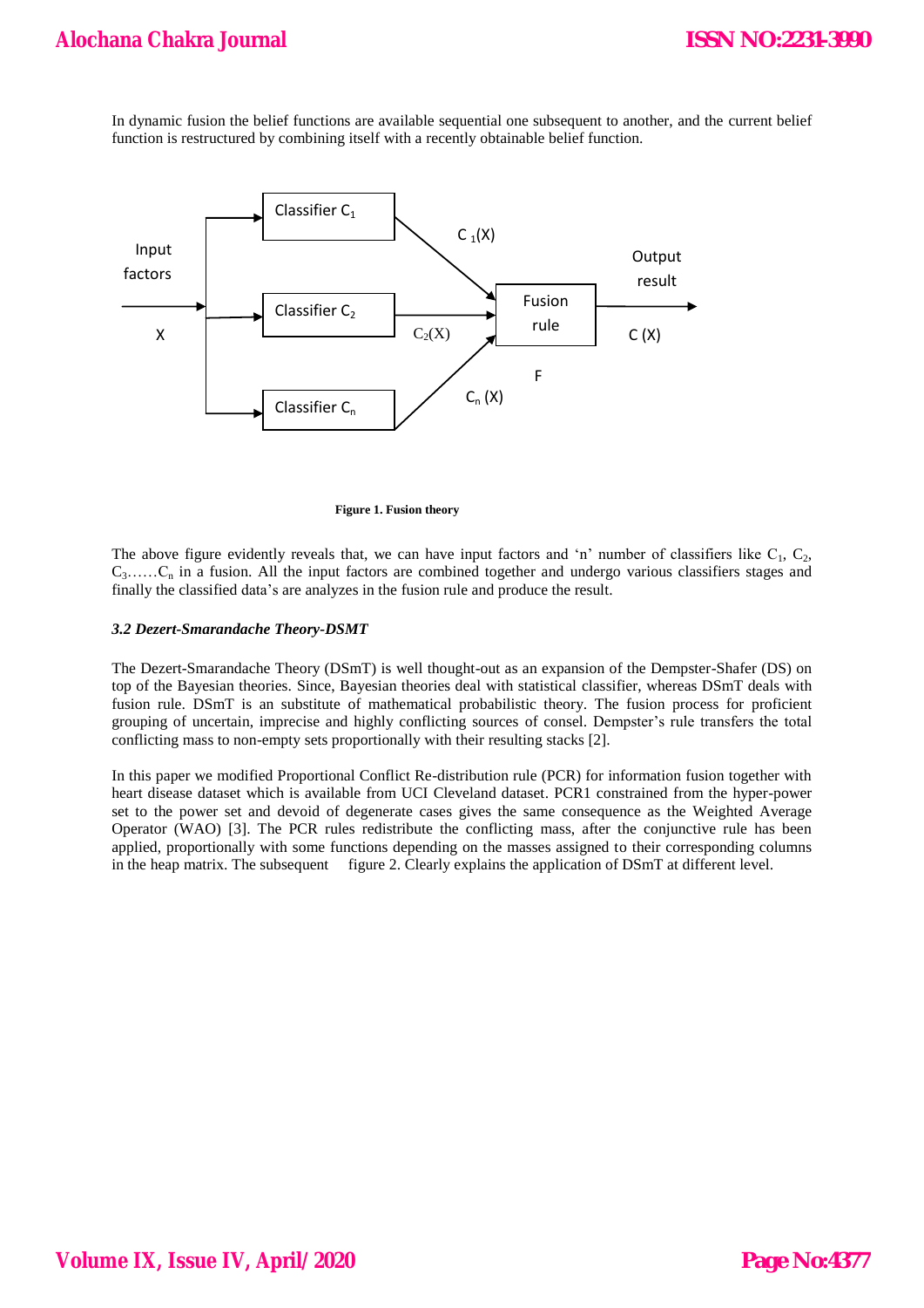In dynamic fusion the belief functions are available sequential one subsequent to another, and the current belief function is restructured by combining itself with a recently obtainable belief function.

**Figure 1. Fusion theory**

The above figure evidently reveals that, we can have input factors and 'n' number of classifiers like $C_1$, $C_2$, $C_3$……$C_n$ in a fusion. All the input factors are combined together and undergo various classifiers stages and finally the classified data's are analyzes in the fusion rule and produce the result.

### *3.2 Dezert-Smarandache Theory-DSMT*

The Dezert-Smarandache Theory (DSmT) is well thought-out as an expansion of the Dempster-Shafer (DS) on top of the Bayesian theories. Since, Bayesian theories deal with statistical classifier, whereas DSmT deals with fusion rule. DSmT is an substitute of mathematical probabilistic theory. The fusion process for proficient grouping of uncertain, imprecise and highly conflicting sources of consel. Dempster's rule transfers the total conflicting mass to non-empty sets proportionally with their resulting stacks [2].

In this paper we modified Proportional Conflict Re-distribution rule (PCR) for information fusion together with heart disease dataset which is available from UCI Cleveland dataset. PCR1 constrained from the hyper-power set to the power set and devoid of degenerate cases gives the same consequence as the Weighted Average Operator (WAO) [3]. The PCR rules redistribute the conflicting mass, after the conjunctive rule has been applied, proportionally with some functions depending on the masses assigned to their corresponding columns in the heap matrix. The subsequent figure 2. Clearly explains the application of DSmT at different level.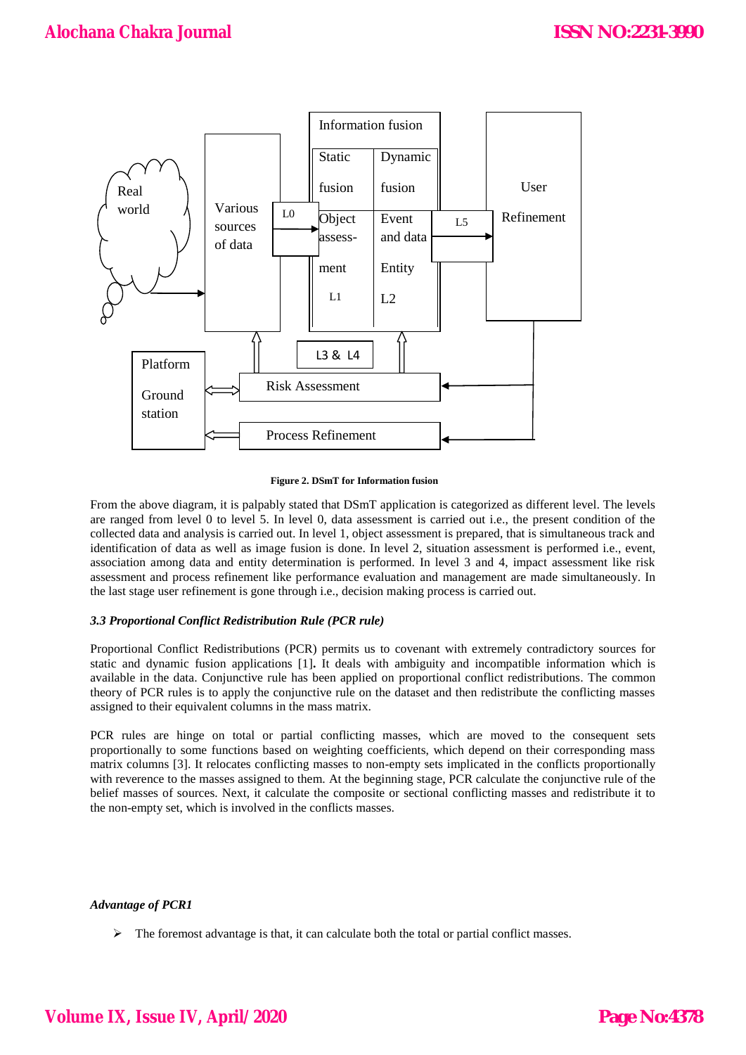Figure 2. DSmT for Information fusion

From the above diagram, it is palpably stated that DSmT application is categorized as different level. The levels are ranged from level 0 to level 5. In level 0, data assessment is carried out i.e., the present condition of the collected data and analysis is carried out. In level 1, object assessment is prepared, that is simultaneous track and identification of data as well as image fusion is done. In level 2, situation assessment is performed i.e., event, association among data and entity determination is performed. In level 3 and 4, impact assessment like risk assessment and process refinement like performance evaluation and management are made simultaneously. In the last stage user refinement is gone through i.e., decision making process is carried out.

### *3.3 Proportional Conflict Redistribution Rule (PCR rule)*

Proportional Conflict Redistributions (PCR) permits us to covenant with extremely contradictory sources for static and dynamic fusion applications [1]**.** It deals with ambiguity and incompatible information which is available in the data. Conjunctive rule has been applied on proportional conflict redistributions. The common theory of PCR rules is to apply the conjunctive rule on the dataset and then redistribute the conflicting masses assigned to their equivalent columns in the mass matrix.

PCR rules are hinge on total or partial conflicting masses, which are moved to the consequent sets proportionally to some functions based on weighting coefficients, which depend on their corresponding mass matrix columns [3]. It relocates conflicting masses to non-empty sets implicated in the conflicts proportionally with reverence to the masses assigned to them. At the beginning stage, PCR calculate the conjunctive rule of the belief masses of sources. Next, it calculate the composite or sectional conflicting masses and redistribute it to the non-empty set, which is involved in the conflicts masses.

***Advantage of PCR1***

- The foremost advantage is that, it can calculate both the total or partial conflict masses.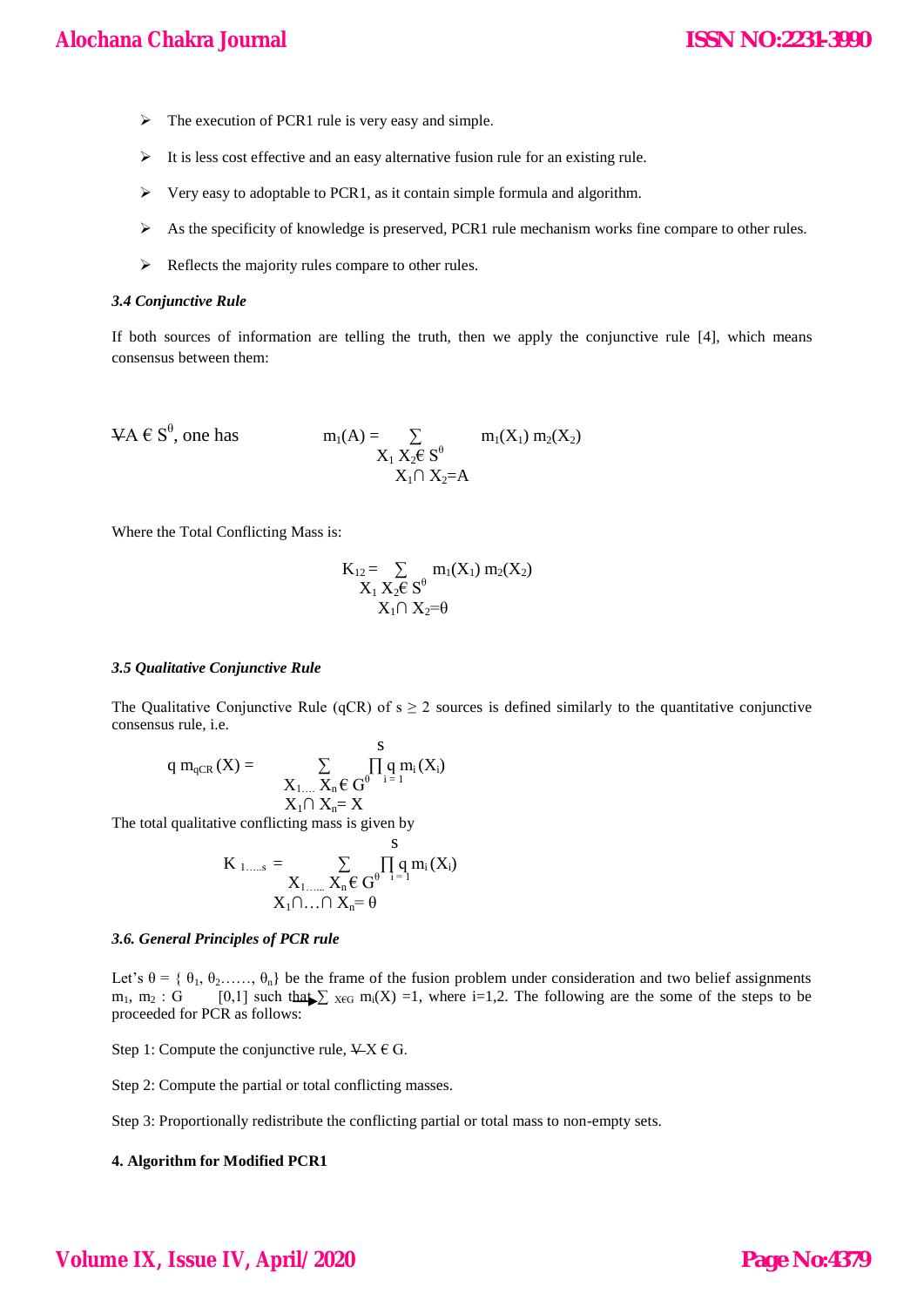- The execution of PCR1 rule is very easy and simple.
- It is less cost effective and an easy alternative fusion rule for an existing rule.
- Very easy to adoptable to PCR1, as it contain simple formula and algorithm.
- As the specificity of knowledge is preserved, PCR1 rule mechanism works fine compare to other rules.
- Reflects the majority rules compare to other rules.

***3.4 Conjunctive Rule***

If both sources of information are telling the truth, then we apply the conjunctive rule [4], which means consensus between them:

$\forall A \in S^{\theta}$, one has

$$m_1(A) = \sum_{\substack{X_1 X_2 \in S^{\theta} \\ X_1 \cap X_2 = A}} m_1(X_1)\, m_2(X_2)$$

Where the Total Conflicting Mass is:

$$K_{12} = \sum_{\substack{X_1 X_2 \in S^{\theta} \\ X_1 \cap X_2 = \theta}} m_1(X_1)\, m_2(X_2)$$

***3.5 Qualitative Conjunctive Rule***

The Qualitative Conjunctive Rule (qCR) of $s \geq 2$ sources is defined similarly to the quantitative conjunctive consensus rule, i.e.

$$q\, m_{qCR}(X) = \sum_{\substack{X_1 \dots X_n \in G^{\theta} \\ X_1 \cap X_n = X}} \prod_{i=1}^{s} q\, m_i(X_i)$$

The total qualitative conflicting mass is given by

$$K_{1\dots s} = \sum_{\substack{X_1 \dots X_n \in G^{\theta} \\ X_1 \cap \dots \cap X_n = \theta}} \prod_{i=1}^{s} q\, m_i(X_i)$$

***3.6. General Principles of PCR rule***

Let's $\theta = \{ \theta_1, \theta_2 \dots\dots, \theta_n \}$ be the frame of the fusion problem under consideration and two belief assignments $m_1, m_2 : G \rightarrow [0,1]$ such that $\sum_{X \in G} m_i(X) = 1$, where i=1,2. The following are the some of the steps to be proceeded for PCR as follows:

Step 1: Compute the conjunctive rule, $\forall X \in G$.

Step 2: Compute the partial or total conflicting masses.

Step 3: Proportionally redistribute the conflicting partial or total mass to non-empty sets.

**4. Algorithm for Modified PCR1**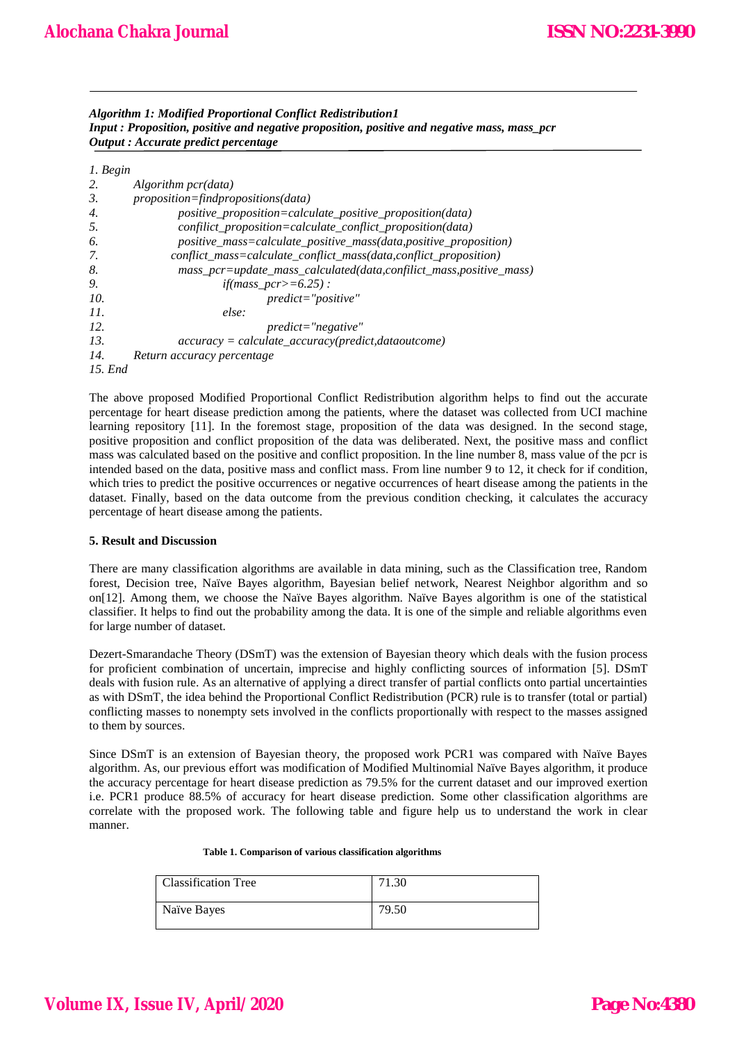***Algorithm 1: Modified Proportional Conflict Redistribution1***
***Input : Proposition, positive and negative proposition, positive and negative mass, mass_pcr***
***Output : Accurate predict percentage***

```
1. Begin
2.      Algorithm pcr(data)
3.      proposition=findpropositions(data)
4.              positive_proposition=calculate_positive_proposition(data)
5.              confilict_proposition=calculate_conflict_proposition(data)
6.              positive_mass=calculate_positive_mass(data,positive_proposition)
7.              conflict_mass=calculate_conflict_mass(data,conflict_proposition)
8.              mass_pcr=update_mass_calculated(data,confilict_mass,positive_mass)
9.                      if(mass_pcr>=6.25) :
10.                             predict="positive"
11.                     else:
12.                             predict="negative"
13.             accuracy = calculate_accuracy(predict,dataoutcome)
14.     Return accuracy percentage
15. End
```

The above proposed Modified Proportional Conflict Redistribution algorithm helps to find out the accurate percentage for heart disease prediction among the patients, where the dataset was collected from UCI machine learning repository [11]. In the foremost stage, proposition of the data was designed. In the second stage, positive proposition and conflict proposition of the data was deliberated. Next, the positive mass and conflict mass was calculated based on the positive and conflict proposition. In the line number 8, mass value of the pcr is intended based on the data, positive mass and conflict mass. From line number 9 to 12, it check for if condition, which tries to predict the positive occurrences or negative occurrences of heart disease among the patients in the dataset. Finally, based on the data outcome from the previous condition checking, it calculates the accuracy percentage of heart disease among the patients.

## 5. Result and Discussion

There are many classification algorithms are available in data mining, such as the Classification tree, Random forest, Decision tree, Naïve Bayes algorithm, Bayesian belief network, Nearest Neighbor algorithm and so on[12]. Among them, we choose the Naïve Bayes algorithm. Naïve Bayes algorithm is one of the statistical classifier. It helps to find out the probability among the data. It is one of the simple and reliable algorithms even for large number of dataset.

Dezert-Smarandache Theory (DSmT) was the extension of Bayesian theory which deals with the fusion process for proficient combination of uncertain, imprecise and highly conflicting sources of information [5]. DSmT deals with fusion rule. As an alternative of applying a direct transfer of partial conflicts onto partial uncertainties as with DSmT, the idea behind the Proportional Conflict Redistribution (PCR) rule is to transfer (total or partial) conflicting masses to nonempty sets involved in the conflicts proportionally with respect to the masses assigned to them by sources.

Since DSmT is an extension of Bayesian theory, the proposed work PCR1 was compared with Naïve Bayes algorithm. As, our previous effort was modification of Modified Multinomial Naïve Bayes algorithm, it produce the accuracy percentage for heart disease prediction as 79.5% for the current dataset and our improved exertion i.e. PCR1 produce 88.5% of accuracy for heart disease prediction. Some other classification algorithms are correlate with the proposed work. The following table and figure help us to understand the work in clear manner.

**Table 1. Comparison of various classification algorithms**

| | |
|---|---|
| Classification Tree | 71.30 |
| Naïve Bayes | 79.50 |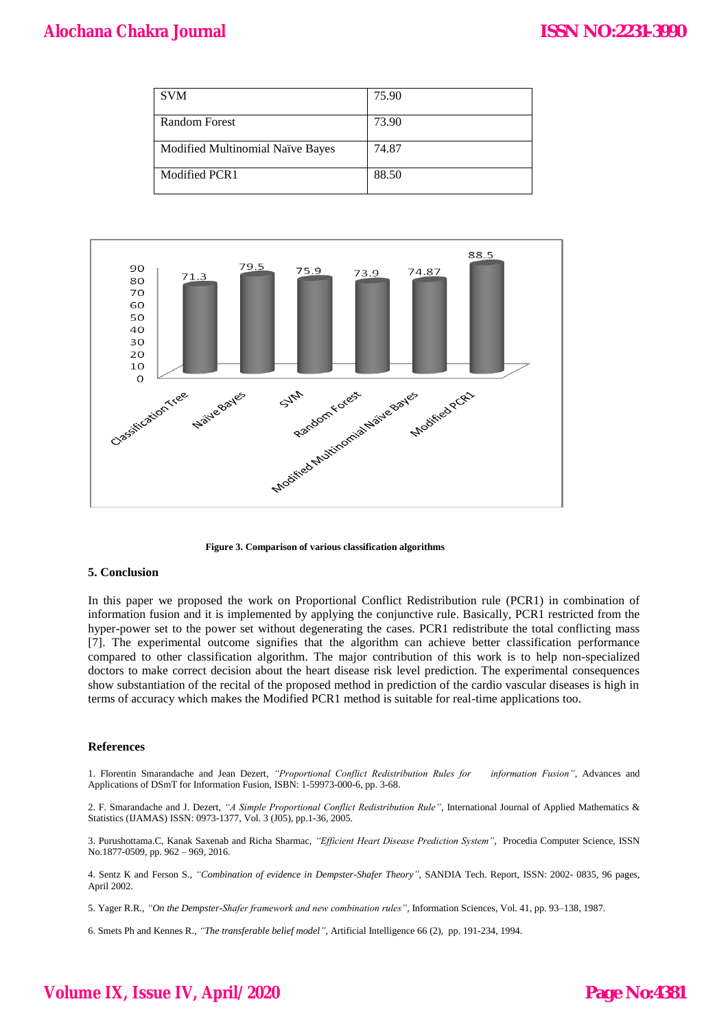| SVM | 75.90 |
|---|---|
| Random Forest | 73.90 |
| Modified Multinomial Naïve Bayes | 74.87 |
| Modified PCR1 | 88.50 |

**Figure 3. Comparison of various classification algorithms**

### 5. Conclusion

In this paper we proposed the work on Proportional Conflict Redistribution rule (PCR1) in combination of information fusion and it is implemented by applying the conjunctive rule. Basically, PCR1 restricted from the hyper-power set to the power set without degenerating the cases. PCR1 redistribute the total conflicting mass [7]. The experimental outcome signifies that the algorithm can achieve better classification performance compared to other classification algorithm. The major contribution of this work is to help non-specialized doctors to make correct decision about the heart disease risk level prediction. The experimental consequences show substantiation of the recital of the proposed method in prediction of the cardio vascular diseases is high in terms of accuracy which makes the Modified PCR1 method is suitable for real-time applications too.

### References

1. Florentin Smarandache and Jean Dezert, *"Proportional Conflict Redistribution Rules for information Fusion"*, Advances and Applications of DSmT for Information Fusion, ISBN: 1-59973-000-6, pp. 3-68.

2. F. Smarandache and J. Dezert, *"A Simple Proportional Conflict Redistribution Rule"*, International Journal of Applied Mathematics & Statistics (IJAMAS) ISSN: 0973-1377, Vol. 3 (J05), pp.1-36, 2005.

3. Purushottama.C, Kanak Saxenab and Richa Sharmac, *"Efficient Heart Disease Prediction System"*, Procedia Computer Science, ISSN No.1877-0509, pp. 962 – 969, 2016.

4. Sentz K and Ferson S., *"Combination of evidence in Dempster-Shafer Theory"*, SANDIA Tech. Report, ISSN: 2002- 0835, 96 pages, April 2002.

5. Yager R.R., *"On the Dempster-Shafer framework and new combination rules"*, Information Sciences, Vol. 41, pp. 93–138, 1987.

6. Smets Ph and Kennes R., *"The transferable belief model"*, Artificial Intelligence 66 (2), pp. 191-234, 1994.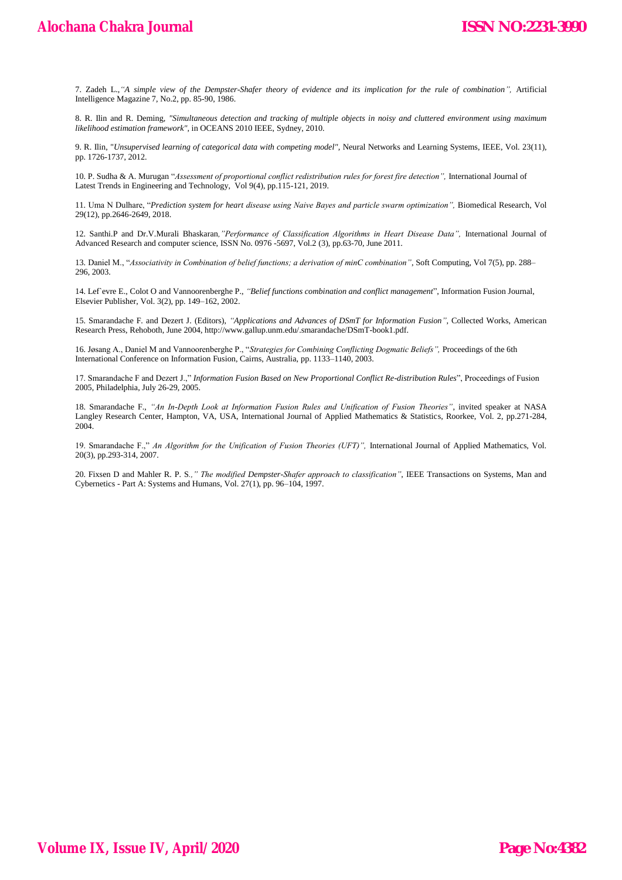7. Zadeh L.,*"A simple view of the Dempster-Shafer theory of evidence and its implication for the rule of combination",* Artificial Intelligence Magazine 7, No.2, pp. 85-90, 1986.

8. R. Ilin and R. Deming, *"Simultaneous detection and tracking of multiple objects in noisy and cluttered environment using maximum likelihood estimation framework"*, in OCEANS 2010 IEEE, Sydney, 2010.

9. R. Ilin, "*Unsupervised learning of categorical data with competing model"*, Neural Networks and Learning Systems, IEEE, Vol. 23(11), pp. 1726-1737, 2012.

10. P. Sudha & A. Murugan "*Assessment of proportional conflict redistribution rules for forest fire detection",* International Journal of Latest Trends in Engineering and Technology, Vol 9(4), pp.115-121, 2019.

11. Uma N Dulhare, "*Prediction system for heart disease using Naive Bayes and particle swarm optimization",* Biomedical Research, Vol 29(12), pp.2646-2649, 2018.

12. Santhi.P and Dr.V.Murali Bhaskaran,*"Performance of Classification Algorithms in Heart Disease Data",* International Journal of Advanced Research and computer science, ISSN No. 0976 -5697, Vol.2 (3), pp.63-70, June 2011.

13. Daniel M., "*Associativity in Combination of belief functions; a derivation of minC combination"*, Soft Computing, Vol 7(5), pp. 288–296, 2003.

14. Lef`evre E., Colot O and Vannoorenberghe P., *"Belief functions combination and conflict management*", Information Fusion Journal, Elsevier Publisher, Vol. 3(2), pp. 149–162, 2002.

15. Smarandache F. and Dezert J. (Editors), *"Applications and Advances of DSmT for Information Fusion"*, Collected Works, American Research Press, Rehoboth, June 2004, http://www.gallup.unm.edu/.smarandache/DSmT-book1.pdf.

16. Jøsang A., Daniel M and Vannoorenberghe P., "*Strategies for Combining Conflicting Dogmatic Beliefs",* Proceedings of the 6th International Conference on Information Fusion, Cairns, Australia, pp. 1133–1140, 2003.

17. Smarandache F and Dezert J.," *Information Fusion Based on New Proportional Conflict Re-distribution Rules*", Proceedings of Fusion 2005, Philadelphia, July 26-29, 2005.

18. Smarandache F., *"An In-Depth Look at Information Fusion Rules and Unification of Fusion Theories"*, invited speaker at NASA Langley Research Center, Hampton, VA, USA, International Journal of Applied Mathematics & Statistics, Roorkee, Vol. 2, pp.271-284, 2004.

19. Smarandache F.," *An Algorithm for the Unification of Fusion Theories (UFT)",* International Journal of Applied Mathematics, Vol. 20(3), pp.293-314, 2007.

20. Fixsen D and Mahler R. P. S.,*" The modified Dempster-Shafer approach to classification"*, IEEE Transactions on Systems, Man and Cybernetics - Part A: Systems and Humans, Vol. 27(1), pp. 96–104, 1997.